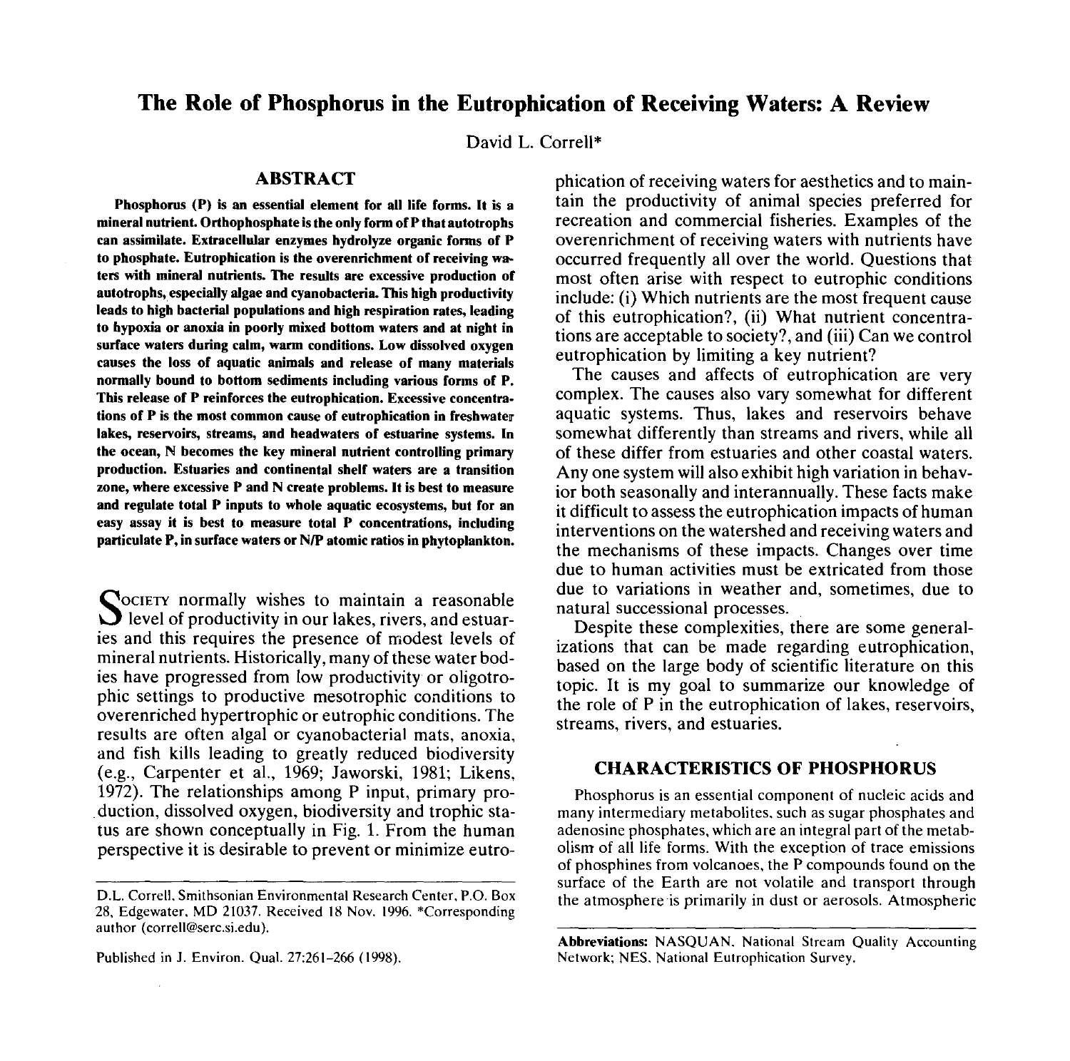# The Role of Phosphorus in the Eutrophication of Receiving Waters: A Review

David L. Correll*

## ABSTRACT

**Phosphorus (P) is an essential element for all life forms. It is a mineral nutrient. Orthophosphate is the only form of P that autotrophs can assimilate. Extracellular enzymes hydrolyze organic forms of P to phosphate. Eutrophication is the overenrichment of receiving waters with mineral nutrients. The results are excessive production of autotrophs, especially algae and cyanobacteria. This high productivity leads to high bacterial populations and high respiration rates, leading to hypoxia or anoxia in poorly mixed bottom waters and at night in surface waters during calm, warm conditions. Low dissolved oxygen causes the loss of aquatic animals and release of many materials normally bound to bottom sediments including various forms of P. This release of P reinforces the eutrophication. Excessive concentrations of P is the most common cause of eutrophication in freshwater lakes, reservoirs, streams, and headwaters of estuarine systems. In the ocean, N becomes the key mineral nutrient controlling primary production. Estuaries and continental shelf waters are a transition zone, where excessive P and N create problems. It is best to measure and regulate total P inputs to whole aquatic ecosystems, but for an easy assay it is best to measure total P concentrations, including particulate P, in surface waters or N/P atomic ratios in phytoplankton.**

Society normally wishes to maintain a reasonable level of productivity in our lakes, rivers, and estuaries and this requires the presence of modest levels of mineral nutrients. Historically, many of these water bodies have progressed from low productivity or oligotrophic settings to productive mesotrophic conditions to overenriched hypertrophic or eutrophic conditions. The results are often algal or cyanobacterial mats, anoxia, and fish kills leading to greatly reduced biodiversity (e.g., Carpenter et al., 1969; Jaworski, 1981; Likens, 1972). The relationships among P input, primary production, dissolved oxygen, biodiversity and trophic status are shown conceptually in Fig. 1. From the human perspective it is desirable to prevent or minimize eutrophication of receiving waters for aesthetics and to maintain the productivity of animal species preferred for recreation and commercial fisheries. Examples of the overenrichment of receiving waters with nutrients have occurred frequently all over the world. Questions that most often arise with respect to eutrophic conditions include: (i) Which nutrients are the most frequent cause of this eutrophication?, (ii) What nutrient concentrations are acceptable to society?, and (iii) Can we control eutrophication by limiting a key nutrient?

The causes and affects of eutrophication are very complex. The causes also vary somewhat for different aquatic systems. Thus, lakes and reservoirs behave somewhat differently than streams and rivers, while all of these differ from estuaries and other coastal waters. Any one system will also exhibit high variation in behavior both seasonally and interannually. These facts make it difficult to assess the eutrophication impacts of human interventions on the watershed and receiving waters and the mechanisms of these impacts. Changes over time due to human activities must be extricated from those due to variations in weather and, sometimes, due to natural successional processes.

Despite these complexities, there are some generalizations that can be made regarding eutrophication, based on the large body of scientific literature on this topic. It is my goal to summarize our knowledge of the role of P in the eutrophication of lakes, reservoirs, streams, rivers, and estuaries.

## CHARACTERISTICS OF PHOSPHORUS

Phosphorus is an essential component of nucleic acids and many intermediary metabolites, such as sugar phosphates and adenosine phosphates, which are an integral part of the metabolism of all life forms. With the exception of trace emissions of phosphines from volcanoes, the P compounds found on the surface of the Earth are not volatile and transport through the atmosphere is primarily in dust or aerosols. Atmospheric

---

D.L. Correll, Smithsonian Environmental Research Center, P.O. Box 28, Edgewater, MD 21037. Received 18 Nov. 1996. *Corresponding author (correll@serc.si.edu).

Published in J. Environ. Qual. 27:261–266 (1998).

**Abbreviations:** NASQUAN, National Stream Quality Accounting Network; NES, National Eutrophication Survey.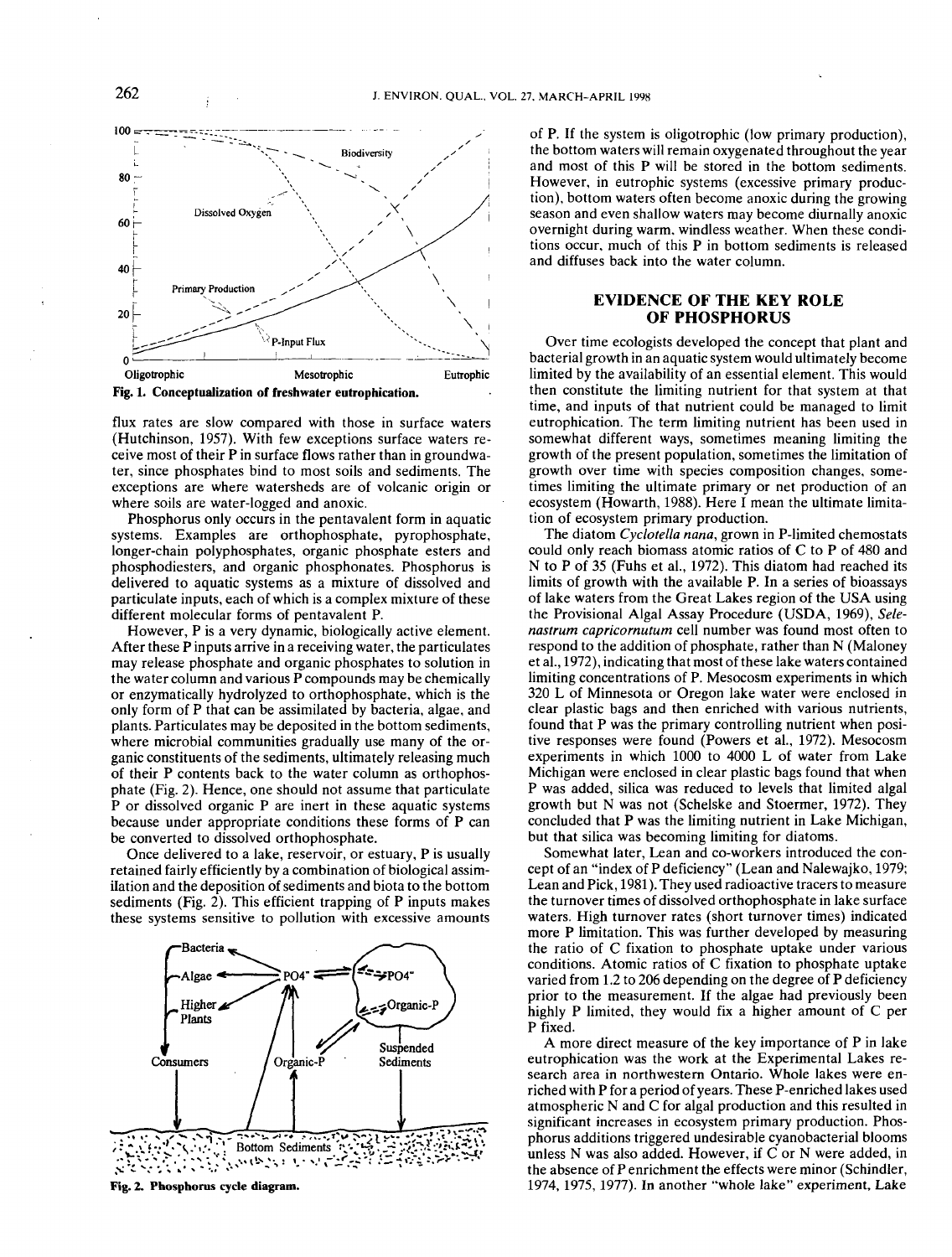Fig. 1. Conceptualization of freshwater eutrophication.

flux rates are slow compared with those in surface waters (Hutchinson, 1957). With few exceptions surface waters receive most of their P in surface flows rather than in groundwater, since phosphates bind to most soils and sediments. The exceptions are where watersheds are of volcanic origin or where soils are water-logged and anoxic.

Phosphorus only occurs in the pentavalent form in aquatic systems. Examples are orthophosphate, pyrophosphate, longer-chain polyphosphates, organic phosphate esters and phosphodiesters, and organic phosphonates. Phosphorus is delivered to aquatic systems as a mixture of dissolved and particulate inputs, each of which is a complex mixture of these different molecular forms of pentavalent P.

However, P is a very dynamic, biologically active element. After these P inputs arrive in a receiving water, the particulates may release phosphate and organic phosphates to solution in the water column and various P compounds may be chemically or enzymatically hydrolyzed to orthophosphate, which is the only form of P that can be assimilated by bacteria, algae, and plants. Particulates may be deposited in the bottom sediments, where microbial communities gradually use many of the organic constituents of the sediments, ultimately releasing much of their P contents back to the water column as orthophosphate (Fig. 2). Hence, one should not assume that particulate P or dissolved organic P are inert in these aquatic systems because under appropriate conditions these forms of P can be converted to dissolved orthophosphate.

Once delivered to a lake, reservoir, or estuary, P is usually retained fairly efficiently by a combination of biological assimilation and the deposition of sediments and biota to the bottom sediments (Fig. 2). This efficient trapping of P inputs makes these systems sensitive to pollution with excessive amounts

Fig. 2. Phosphorus cycle diagram.

of P. If the system is oligotrophic (low primary production), the bottom waters will remain oxygenated throughout the year and most of this P will be stored in the bottom sediments. However, in eutrophic systems (excessive primary production), bottom waters often become anoxic during the growing season and even shallow waters may become diurnally anoxic overnight during warm, windless weather. When these conditions occur, much of this P in bottom sediments is released and diffuses back into the water column.

## EVIDENCE OF THE KEY ROLE OF PHOSPHORUS

Over time ecologists developed the concept that plant and bacterial growth in an aquatic system would ultimately become limited by the availability of an essential element. This would then constitute the limiting nutrient for that system at that time, and inputs of that nutrient could be managed to limit eutrophication. The term limiting nutrient has been used in somewhat different ways, sometimes meaning limiting the growth of the present population, sometimes the limitation of growth over time with species composition changes, sometimes limiting the ultimate primary or net production of an ecosystem (Howarth, 1988). Here I mean the ultimate limitation of ecosystem primary production.

The diatom *Cyclotella nana*, grown in P-limited chemostats could only reach biomass atomic ratios of C to P of 480 and N to P of 35 (Fuhs et al., 1972). This diatom had reached its limits of growth with the available P. In a series of bioassays of lake waters from the Great Lakes region of the USA using the Provisional Algal Assay Procedure (USDA, 1969), *Selenastrum capricornutum* cell number was found most often to respond to the addition of phosphate, rather than N (Maloney et al., 1972), indicating that most of these lake waters contained limiting concentrations of P. Mesocosm experiments in which 320 L of Minnesota or Oregon lake water were enclosed in clear plastic bags and then enriched with various nutrients, found that P was the primary controlling nutrient when positive responses were found (Powers et al., 1972). Mesocosm experiments in which 1000 to 4000 L of water from Lake Michigan were enclosed in clear plastic bags found that when P was added, silica was reduced to levels that limited algal growth but N was not (Schelske and Stoermer, 1972). They concluded that P was the limiting nutrient in Lake Michigan, but that silica was becoming limiting for diatoms.

Somewhat later, Lean and co-workers introduced the concept of an "index of P deficiency" (Lean and Nalewajko, 1979; Lean and Pick, 1981). They used radioactive tracers to measure the turnover times of dissolved orthophosphate in lake surface waters. High turnover rates (short turnover times) indicated more P limitation. This was further developed by measuring the ratio of C fixation to phosphate uptake under various conditions. Atomic ratios of C fixation to phosphate uptake varied from 1.2 to 206 depending on the degree of P deficiency prior to the measurement. If the algae had previously been highly P limited, they would fix a higher amount of C per P fixed.

A more direct measure of the key importance of P in lake eutrophication was the work at the Experimental Lakes research area in northwestern Ontario. Whole lakes were enriched with P for a period of years. These P-enriched lakes used atmospheric N and C for algal production and this resulted in significant increases in ecosystem primary production. Phosphorus additions triggered undesirable cyanobacterial blooms unless N was also added. However, if C or N were added, in the absence of P enrichment the effects were minor (Schindler, 1974, 1975, 1977). In another "whole lake" experiment, Lake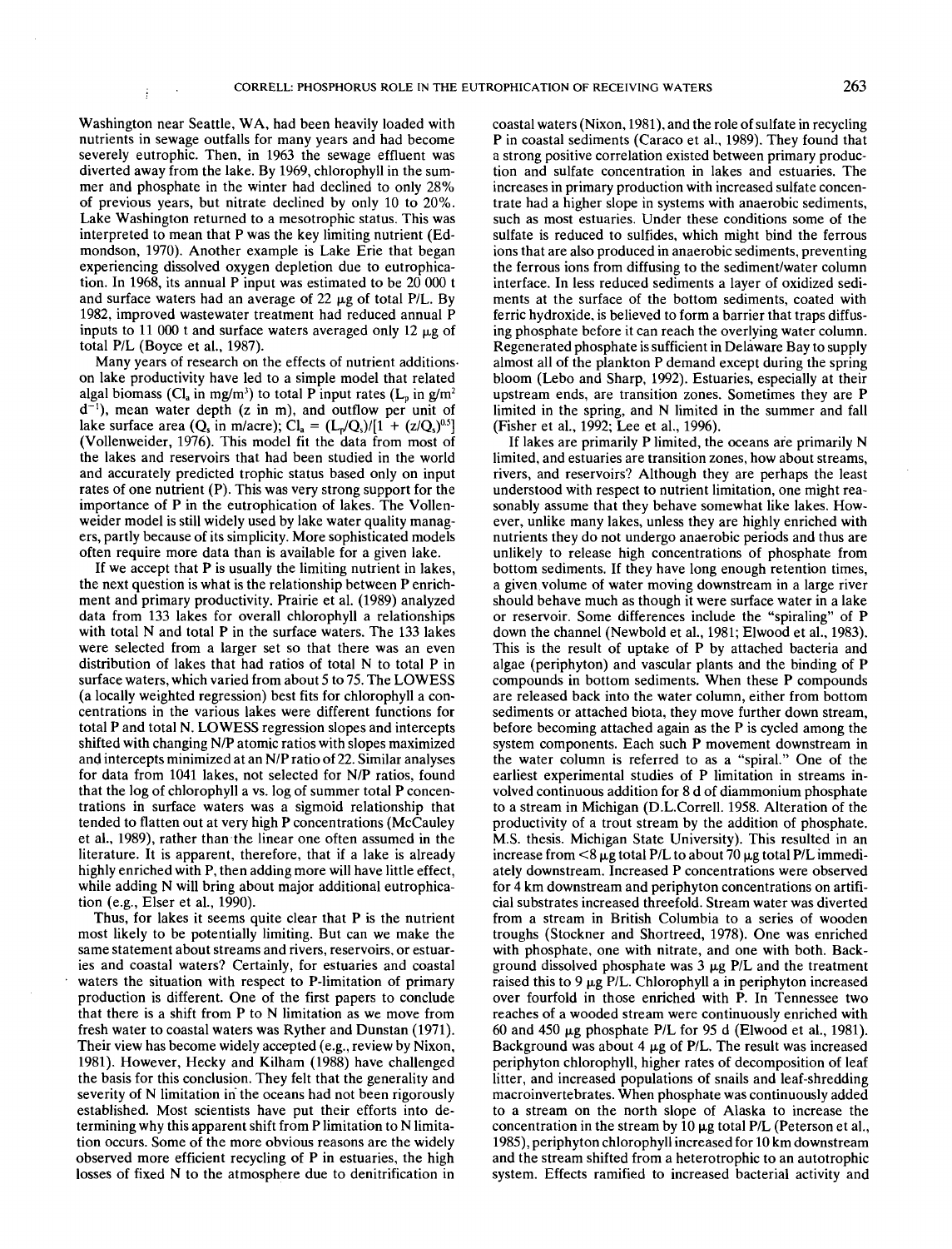Washington near Seattle, WA, had been heavily loaded with nutrients in sewage outfalls for many years and had become severely eutrophic. Then, in 1963 the sewage effluent was diverted away from the lake. By 1969, chlorophyll in the summer and phosphate in the winter had declined to only 28% of previous years, but nitrate declined by only 10 to 20%. Lake Washington returned to a mesotrophic status. This was interpreted to mean that P was the key limiting nutrient (Edmondson, 1970). Another example is Lake Erie that began experiencing dissolved oxygen depletion due to eutrophication. In 1968, its annual P input was estimated to be 20 000 t and surface waters had an average of 22 μg of total P/L. By 1982, improved wastewater treatment had reduced annual P inputs to 11 000 t and surface waters averaged only 12 μg of total P/L (Boyce et al., 1987).

Many years of research on the effects of nutrient additions on lake productivity have led to a simple model that related algal biomass ($Cl_a$ in mg/m$^3$) to total P input rates ($L_p$ in g/m$^2$ d$^{-1}$), mean water depth (z in m), and outflow per unit of lake surface area ($Q_s$ in m/acre); $Cl_a = (L_p/Q_s)/[1 + (z/Q_s)^{0.5}]$ (Vollenweider, 1976). This model fit the data from most of the lakes and reservoirs that had been studied in the world and accurately predicted trophic status based only on input rates of one nutrient (P). This was very strong support for the importance of P in the eutrophication of lakes. The Vollenweider model is still widely used by lake water quality managers, partly because of its simplicity. More sophisticated models often require more data than is available for a given lake.

If we accept that P is usually the limiting nutrient in lakes, the next question is what is the relationship between P enrichment and primary productivity. Prairie et al. (1989) analyzed data from 133 lakes for overall chlorophyll a relationships with total N and total P in the surface waters. The 133 lakes were selected from a larger set so that there was an even distribution of lakes that had ratios of total N to total P in surface waters, which varied from about 5 to 75. The LOWESS (a locally weighted regression) best fits for chlorophyll a concentrations in the various lakes were different functions for total P and total N. LOWESS regression slopes and intercepts shifted with changing N/P atomic ratios with slopes maximized and intercepts minimized at an N/P ratio of 22. Similar analyses for data from 1041 lakes, not selected for N/P ratios, found that the log of chlorophyll a vs. log of summer total P concentrations in surface waters was a sigmoid relationship that tended to flatten out at very high P concentrations (McCauley et al., 1989), rather than the linear one often assumed in the literature. It is apparent, therefore, that if a lake is already highly enriched with P, then adding more will have little effect, while adding N will bring about major additional eutrophication (e.g., Elser et al., 1990).

Thus, for lakes it seems quite clear that P is the nutrient most likely to be potentially limiting. But can we make the same statement about streams and rivers, reservoirs, or estuaries and coastal waters? Certainly, for estuaries and coastal waters the situation with respect to P-limitation of primary production is different. One of the first papers to conclude that there is a shift from P to N limitation as we move from fresh water to coastal waters was Ryther and Dunstan (1971). Their view has become widely accepted (e.g., review by Nixon, 1981). However, Hecky and Kilham (1988) have challenged the basis for this conclusion. They felt that the generality and severity of N limitation in the oceans had not been rigorously established. Most scientists have put their efforts into determining why this apparent shift from P limitation to N limitation occurs. Some of the more obvious reasons are the widely observed more efficient recycling of P in estuaries, the high losses of fixed N to the atmosphere due to denitrification in coastal waters (Nixon, 1981), and the role of sulfate in recycling P in coastal sediments (Caraco et al., 1989). They found that a strong positive correlation existed between primary production and sulfate concentration in lakes and estuaries. The increases in primary production with increased sulfate concentrate had a higher slope in systems with anaerobic sediments, such as most estuaries. Under these conditions some of the sulfate is reduced to sulfides, which might bind the ferrous ions that are also produced in anaerobic sediments, preventing the ferrous ions from diffusing to the sediment/water column interface. In less reduced sediments a layer of oxidized sediments at the surface of the bottom sediments, coated with ferric hydroxide, is believed to form a barrier that traps diffusing phosphate before it can reach the overlying water column. Regenerated phosphate is sufficient in Delaware Bay to supply almost all of the plankton P demand except during the spring bloom (Lebo and Sharp, 1992). Estuaries, especially at their upstream ends, are transition zones. Sometimes they are P limited in the spring, and N limited in the summer and fall (Fisher et al., 1992; Lee et al., 1996).

If lakes are primarily P limited, the oceans are primarily N limited, and estuaries are transition zones, how about streams, rivers, and reservoirs? Although they are perhaps the least understood with respect to nutrient limitation, one might reasonably assume that they behave somewhat like lakes. However, unlike many lakes, unless they are highly enriched with nutrients they do not undergo anaerobic periods and thus are unlikely to release high concentrations of phosphate from bottom sediments. If they have long enough retention times, a given volume of water moving downstream in a large river should behave much as though it were surface water in a lake or reservoir. Some differences include the "spiraling" of P down the channel (Newbold et al., 1981; Elwood et al., 1983). This is the result of uptake of P by attached bacteria and algae (periphyton) and vascular plants and the binding of P compounds in bottom sediments. When these P compounds are released back into the water column, either from bottom sediments or attached biota, they move further down stream, before becoming attached again as the P is cycled among the system components. Each such P movement downstream in the water column is referred to as a "spiral." One of the earliest experimental studies of P limitation in streams involved continuous addition for 8 d of diammonium phosphate to a stream in Michigan (D.L.Correll. 1958. Alteration of the productivity of a trout stream by the addition of phosphate. M.S. thesis. Michigan State University). This resulted in an increase from <8 μg total P/L to about 70 μg total P/L immediately downstream. Increased P concentrations were observed for 4 km downstream and periphyton concentrations on artificial substrates increased threefold. Stream water was diverted from a stream in British Columbia to a series of wooden troughs (Stockner and Shortreed, 1978). One was enriched with phosphate, one with nitrate, and one with both. Background dissolved phosphate was 3 μg P/L and the treatment raised this to 9 μg P/L. Chlorophyll a in periphyton increased over fourfold in those enriched with P. In Tennessee two reaches of a wooded stream were continuously enriched with 60 and 450 μg phosphate P/L for 95 d (Elwood et al., 1981). Background was about 4 μg of P/L. The result was increased periphyton chlorophyll, higher rates of decomposition of leaf litter, and increased populations of snails and leaf-shredding macroinvertebrates. When phosphate was continuously added to a stream on the north slope of Alaska to increase the concentration in the stream by 10 μg total P/L (Peterson et al., 1985), periphyton chlorophyll increased for 10 km downstream and the stream shifted from a heterotrophic to an autotrophic system. Effects ramified to increased bacterial activity and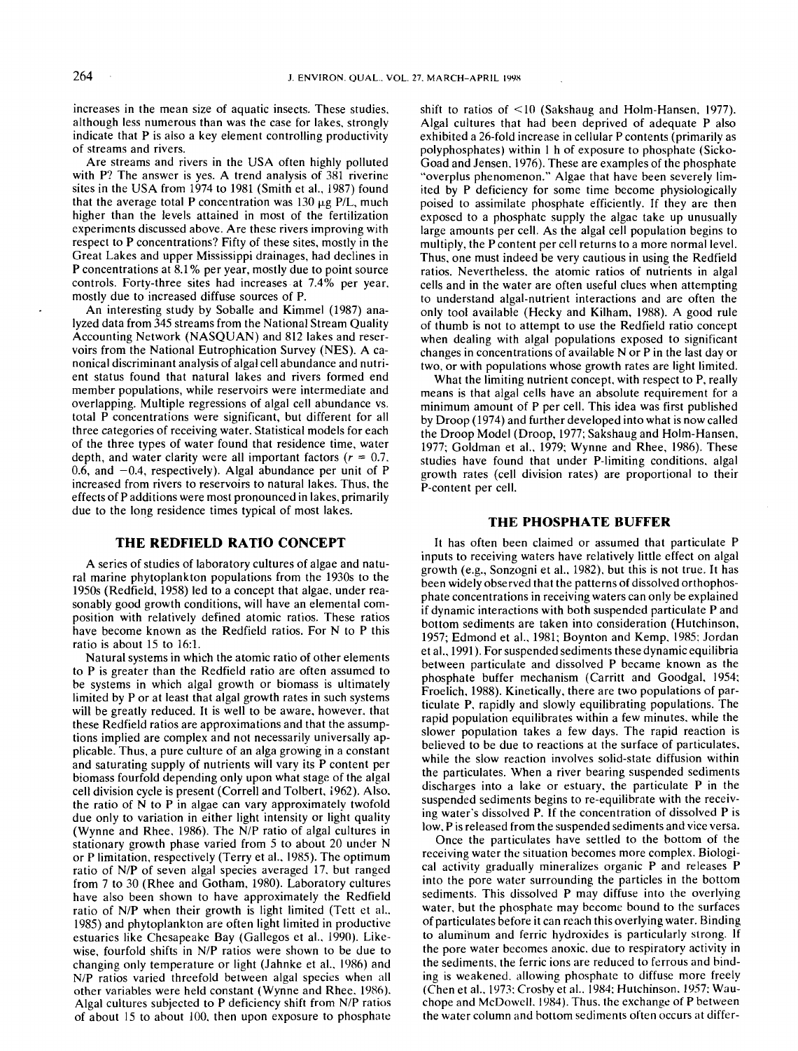increases in the mean size of aquatic insects. These studies, although less numerous than was the case for lakes, strongly indicate that P is also a key element controlling productivity of streams and rivers.

Are streams and rivers in the USA often highly polluted with P? The answer is yes. A trend analysis of 381 riverine sites in the USA from 1974 to 1981 (Smith et al., 1987) found that the average total P concentration was 130 μg P/L, much higher than the levels attained in most of the fertilization experiments discussed above. Are these rivers improving with respect to P concentrations? Fifty of these sites, mostly in the Great Lakes and upper Mississippi drainages, had declines in P concentrations at 8.1% per year, mostly due to point source controls. Forty-three sites had increases at 7.4% per year, mostly due to increased diffuse sources of P.

An interesting study by Soballe and Kimmel (1987) analyzed data from 345 streams from the National Stream Quality Accounting Network (NASQUAN) and 812 lakes and reservoirs from the National Eutrophication Survey (NES). A canonical discriminant analysis of algal cell abundance and nutrient status found that natural lakes and rivers formed end member populations, while reservoirs were intermediate and overlapping. Multiple regressions of algal cell abundance vs. total P concentrations were significant, but different for all three categories of receiving water. Statistical models for each of the three types of water found that residence time, water depth, and water clarity were all important factors ($r$ = 0.7, 0.6, and −0.4, respectively). Algal abundance per unit of P increased from rivers to reservoirs to natural lakes. Thus, the effects of P additions were most pronounced in lakes, primarily due to the long residence times typical of most lakes.

## THE REDFIELD RATIO CONCEPT

A series of studies of laboratory cultures of algae and natural marine phytoplankton populations from the 1930s to the 1950s (Redfield, 1958) led to a concept that algae, under reasonably good growth conditions, will have an elemental composition with relatively defined atomic ratios. These ratios have become known as the Redfield ratios. For N to P this ratio is about 15 to 16:1.

Natural systems in which the atomic ratio of other elements to P is greater than the Redfield ratio are often assumed to be systems in which algal growth or biomass is ultimately limited by P or at least that algal growth rates in such systems will be greatly reduced. It is well to be aware, however, that these Redfield ratios are approximations and that the assumptions implied are complex and not necessarily universally applicable. Thus, a pure culture of an alga growing in a constant and saturating supply of nutrients will vary its P content per biomass fourfold depending only upon what stage of the algal cell division cycle is present (Correll and Tolbert, 1962). Also, the ratio of N to P in algae can vary approximately twofold due only to variation in either light intensity or light quality (Wynne and Rhee, 1986). The N/P ratio of algal cultures in stationary growth phase varied from 5 to about 20 under N or P limitation, respectively (Terry et al., 1985). The optimum ratio of N/P of seven algal species averaged 17, but ranged from 7 to 30 (Rhee and Gotham, 1980). Laboratory cultures have also been shown to have approximately the Redfield ratio of N/P when their growth is light limited (Tett et al., 1985) and phytoplankton are often light limited in productive estuaries like Chesapeake Bay (Gallegos et al., 1990). Likewise, fourfold shifts in N/P ratios were shown to be due to changing only temperature or light (Jahnke et al., 1986) and N/P ratios varied threefold between algal species when all other variables were held constant (Wynne and Rhee, 1986). Algal cultures subjected to P deficiency shift from N/P ratios of about 15 to about 100, then upon exposure to phosphate shift to ratios of <10 (Sakshaug and Holm-Hansen, 1977). Algal cultures that had been deprived of adequate P also exhibited a 26-fold increase in cellular P contents (primarily as polyphosphates) within 1 h of exposure to phosphate (Sicko-Goad and Jensen, 1976). These are examples of the phosphate "overplus phenomenon." Algae that have been severely limited by P deficiency for some time become physiologically poised to assimilate phosphate efficiently. If they are then exposed to a phosphate supply the algae take up unusually large amounts per cell. As the algal cell population begins to multiply, the P content per cell returns to a more normal level. Thus, one must indeed be very cautious in using the Redfield ratios. Nevertheless, the atomic ratios of nutrients in algal cells and in the water are often useful clues when attempting to understand algal-nutrient interactions and are often the only tool available (Hecky and Kilham, 1988). A good rule of thumb is not to attempt to use the Redfield ratio concept when dealing with algal populations exposed to significant changes in concentrations of available N or P in the last day or two, or with populations whose growth rates are light limited.

What the limiting nutrient concept, with respect to P, really means is that algal cells have an absolute requirement for a minimum amount of P per cell. This idea was first published by Droop (1974) and further developed into what is now called the Droop Model (Droop, 1977; Sakshaug and Holm-Hansen, 1977; Goldman et al., 1979; Wynne and Rhee, 1986). These studies have found that under P-limiting conditions, algal growth rates (cell division rates) are proportional to their P-content per cell.

## THE PHOSPHATE BUFFER

It has often been claimed or assumed that particulate P inputs to receiving waters have relatively little effect on algal growth (e.g., Sonzogni et al., 1982), but this is not true. It has been widely observed that the patterns of dissolved orthophosphate concentrations in receiving waters can only be explained if dynamic interactions with both suspended particulate P and bottom sediments are taken into consideration (Hutchinson, 1957; Edmond et al., 1981; Boynton and Kemp, 1985; Jordan et al., 1991). For suspended sediments these dynamic equilibria between particulate and dissolved P became known as the phosphate buffer mechanism (Carritt and Goodgal, 1954; Froelich, 1988). Kinetically, there are two populations of particulate P, rapidly and slowly equilibrating populations. The rapid population equilibrates within a few minutes, while the slower population takes a few days. The rapid reaction is believed to be due to reactions at the surface of particulates, while the slow reaction involves solid-state diffusion within the particulates. When a river bearing suspended sediments discharges into a lake or estuary, the particulate P in the suspended sediments begins to re-equilibrate with the receiving water's dissolved P. If the concentration of dissolved P is low, P is released from the suspended sediments and vice versa.

Once the particulates have settled to the bottom of the receiving water the situation becomes more complex. Biological activity gradually mineralizes organic P and releases P into the pore water surrounding the particles in the bottom sediments. This dissolved P may diffuse into the overlying water, but the phosphate may become bound to the surfaces of particulates before it can reach this overlying water. Binding to aluminum and ferric hydroxides is particularly strong. If the pore water becomes anoxic, due to respiratory activity in the sediments, the ferric ions are reduced to ferrous and binding is weakened, allowing phosphate to diffuse more freely (Chen et al., 1973; Crosby et al., 1984; Hutchinson, 1957; Wauchope and McDowell, 1984). Thus, the exchange of P between the water column and bottom sediments often occurs at differ-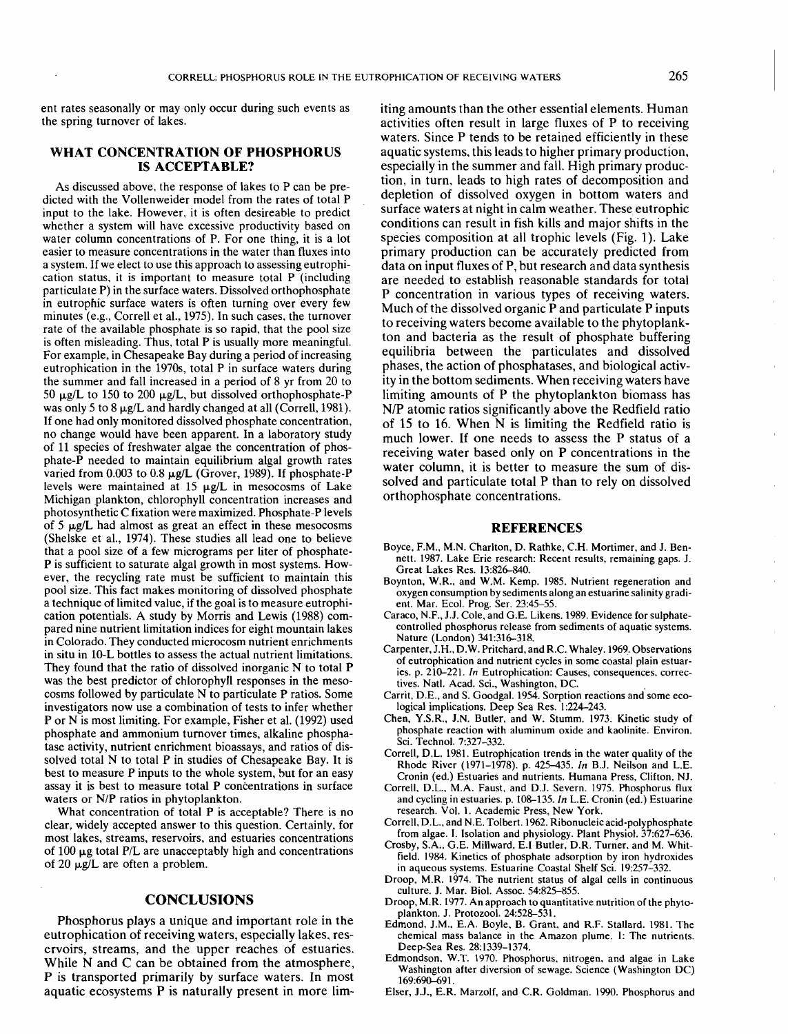ent rates seasonally or may only occur during such events as the spring turnover of lakes.

## WHAT CONCENTRATION OF PHOSPHORUS IS ACCEPTABLE?

As discussed above, the response of lakes to P can be predicted with the Vollenweider model from the rates of total P input to the lake. However, it is often desireable to predict whether a system will have excessive productivity based on water column concentrations of P. For one thing, it is a lot easier to measure concentrations in the water than fluxes into a system. If we elect to use this approach to assessing eutrophication status, it is important to measure total P (including particulate P) in the surface waters. Dissolved orthophosphate in eutrophic surface waters is often turning over every few minutes (e.g., Correll et al., 1975). In such cases, the turnover rate of the available phosphate is so rapid, that the pool size is often misleading. Thus, total P is usually more meaningful. For example, in Chesapeake Bay during a period of increasing eutrophication in the 1970s, total P in surface waters during the summer and fall increased in a period of 8 yr from 20 to 50 μg/L to 150 to 200 μg/L, but dissolved orthophosphate-P was only 5 to 8 μg/L and hardly changed at all (Correll, 1981). If one had only monitored dissolved phosphate concentration, no change would have been apparent. In a laboratory study of 11 species of freshwater algae the concentration of phosphate-P needed to maintain equilibrium algal growth rates varied from 0.003 to 0.8 μg/L (Grover, 1989). If phosphate-P levels were maintained at 15 μg/L in mesocosms of Lake Michigan plankton, chlorophyll concentration increases and photosynthetic C fixation were maximized. Phosphate-P levels of 5 μg/L had almost as great an effect in these mesocosms (Shelske et al., 1974). These studies all lead one to believe that a pool size of a few micrograms per liter of phosphate-P is sufficient to saturate algal growth in most systems. However, the recycling rate must be sufficient to maintain this pool size. This fact makes monitoring of dissolved phosphate a technique of limited value, if the goal is to measure eutrophication potentials. A study by Morris and Lewis (1988) compared nine nutrient limitation indices for eight mountain lakes in Colorado. They conducted microcosm nutrient enrichments in situ in 10-L bottles to assess the actual nutrient limitations. They found that the ratio of dissolved inorganic N to total P was the best predictor of chlorophyll responses in the mesocosms followed by particulate N to particulate P ratios. Some investigators now use a combination of tests to infer whether P or N is most limiting. For example, Fisher et al. (1992) used phosphate and ammonium turnover times, alkaline phosphatase activity, nutrient enrichment bioassays, and ratios of dissolved total N to total P in studies of Chesapeake Bay. It is best to measure P inputs to the whole system, but for an easy assay it is best to measure total P concentrations in surface waters or N/P ratios in phytoplankton.

What concentration of total P is acceptable? There is no clear, widely accepted answer to this question. Certainly, for most lakes, streams, reservoirs, and estuaries concentrations of 100 μg total P/L are unacceptably high and concentrations of 20 μg/L are often a problem.

## CONCLUSIONS

Phosphorus plays a unique and important role in the eutrophication of receiving waters, especially lakes, reservoirs, streams, and the upper reaches of estuaries. While N and C can be obtained from the atmosphere, P is transported primarily by surface waters. In most aquatic ecosystems P is naturally present in more limiting amounts than the other essential elements. Human activities often result in large fluxes of P to receiving waters. Since P tends to be retained efficiently in these aquatic systems, this leads to higher primary production, especially in the summer and fall. High primary production, in turn, leads to high rates of decomposition and depletion of dissolved oxygen in bottom waters and surface waters at night in calm weather. These eutrophic conditions can result in fish kills and major shifts in the species composition at all trophic levels (Fig. 1). Lake primary production can be accurately predicted from data on input fluxes of P, but research and data synthesis are needed to establish reasonable standards for total P concentration in various types of receiving waters. Much of the dissolved organic P and particulate P inputs to receiving waters become available to the phytoplankton and bacteria as the result of phosphate buffering equilibria between the particulates and dissolved phases, the action of phosphatases, and biological activity in the bottom sediments. When receiving waters have limiting amounts of P the phytoplankton biomass has N/P atomic ratios significantly above the Redfield ratio of 15 to 16. When N is limiting the Redfield ratio is much lower. If one needs to assess the P status of a receiving water based only on P concentrations in the water column, it is better to measure the sum of dissolved and particulate total P than to rely on dissolved orthophosphate concentrations.

## REFERENCES

Boyce, F.M., M.N. Charlton, D. Rathke, C.H. Mortimer, and J. Bennett. 1987. Lake Erie research: Recent results, remaining gaps. J. Great Lakes Res. 13:826–840.

Boynton, W.R., and W.M. Kemp. 1985. Nutrient regeneration and oxygen consumption by sediments along an estuarine salinity gradient. Mar. Ecol. Prog. Ser. 23:45–55.

Caraco, N.F., J.J. Cole, and G.E. Likens. 1989. Evidence for sulphate-controlled phosphorus release from sediments of aquatic systems. Nature (London) 341:316–318.

Carpenter, J.H., D.W. Pritchard, and R.C. Whaley. 1969. Observations of eutrophication and nutrient cycles in some coastal plain estuaries. p. 210–221. *In* Eutrophication: Causes, consequences, correctives. Natl. Acad. Sci., Washington, DC.

Carrit, D.E., and S. Goodgal. 1954. Sorption reactions and some ecological implications. Deep Sea Res. 1:224–243.

Chen, Y.S.R., J.N. Butler, and W. Stumm. 1973. Kinetic study of phosphate reaction with aluminum oxide and kaolinite. Environ. Sci. Technol. 7:327–332.

Correll, D.L. 1981. Eutrophication trends in the water quality of the Rhode River (1971–1978). p. 425–435. *In* B.J. Neilson and L.E. Cronin (ed.) Estuaries and nutrients. Humana Press, Clifton, NJ.

Correll, D.L., M.A. Faust, and D.J. Severn. 1975. Phosphorus flux and cycling in estuaries. p. 108–135. *In* L.E. Cronin (ed.) Estuarine research. Vol. 1. Academic Press, New York.

Correll, D.L., and N.E. Tolbert. 1962. Ribonucleic acid-polyphosphate from algae. I. Isolation and physiology. Plant Physiol. 37:627–636.

Crosby, S.A., G.E. Millward, E.I Butler, D.R. Turner, and M. Whitfield. 1984. Kinetics of phosphate adsorption by iron hydroxides in aqueous systems. Estuarine Coastal Shelf Sci. 19:257–332.

Droop, M.R. 1974. The nutrient status of algal cells in continuous culture. J. Mar. Biol. Assoc. 54:825–855.

Droop, M.R. 1977. An approach to quantitative nutrition of the phytoplankton. J. Protozool. 24:528–531.

Edmond, J.M., E.A. Boyle, B. Grant, and R.F. Stallard. 1981. The chemical mass balance in the Amazon plume. I: The nutrients. Deep-Sea Res. 28:1339–1374.

Edmondson, W.T. 1970. Phosphorus, nitrogen, and algae in Lake Washington after diversion of sewage. Science (Washington DC) 169:690–691.

Elser, J.J., E.R. Marzolf, and C.R. Goldman. 1990. Phosphorus and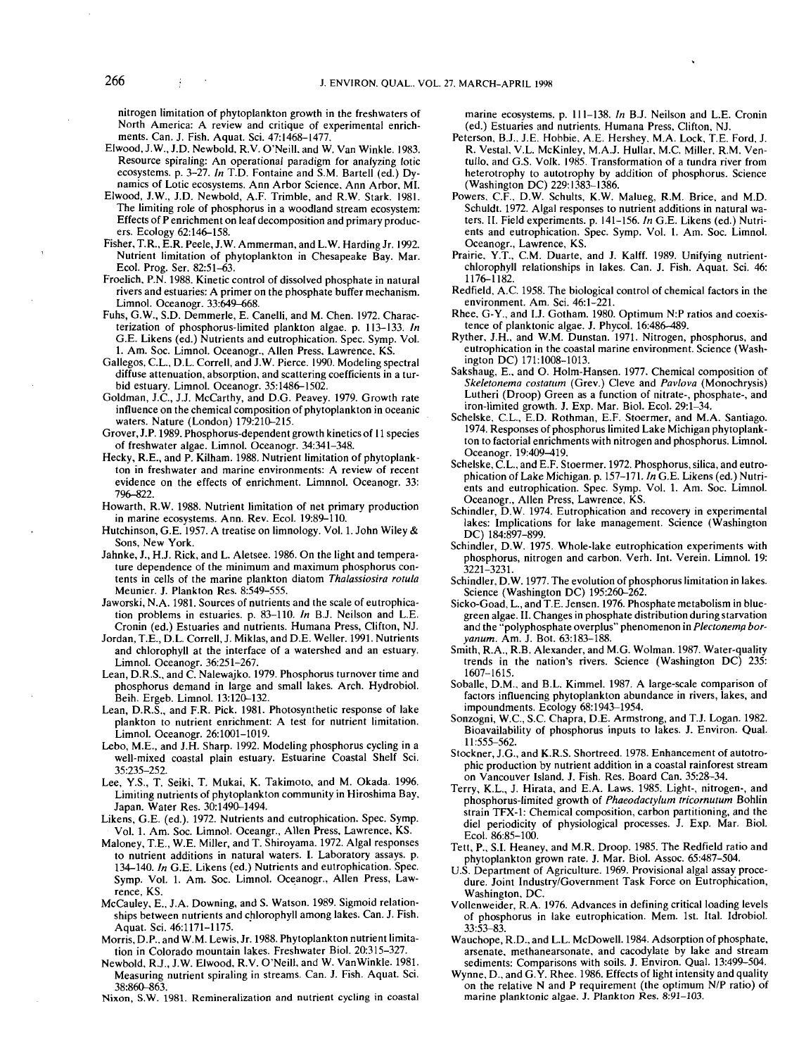nitrogen limitation of phytoplankton growth in the freshwaters of North America: A review and critique of experimental enrichments. Can. J. Fish. Aquat. Sci. 47:1468–1477.

Elwood, J.W., J.D. Newbold, R.V. O'Neill, and W. Van Winkle. 1983. Resource spiraling: An operational paradigm for analyzing lotic ecosystems. p. 3–27. *In* T.D. Fontaine and S.M. Bartell (ed.) Dynamics of Lotic ecosystems. Ann Arbor Science, Ann Arbor, MI.

Elwood, J.W., J.D. Newbold, A.F. Trimble, and R.W. Stark. 1981. The limiting role of phosphorus in a woodland stream ecosystem: Effects of P enrichment on leaf decomposition and primary producers. Ecology 62:146–158.

Fisher, T.R., E.R. Peele, J.W. Ammerman, and L.W. Harding Jr. 1992. Nutrient limitation of phytoplankton in Chesapeake Bay. Mar. Ecol. Prog. Ser. 82:51–63.

Froelich, P.N. 1988. Kinetic control of dissolved phosphate in natural rivers and estuaries: A primer on the phosphate buffer mechanism. Limnol. Oceanogr. 33:649–668.

Fuhs, G.W., S.D. Demmerle, E. Canelli, and M. Chen. 1972. Characterization of phosphorus-limited plankton algae. p. 113–133. *In* G.E. Likens (ed.) Nutrients and eutrophication. Spec. Symp. Vol. 1. Am. Soc. Limnol. Oceanogr., Allen Press, Lawrence, KS.

Gallegos, C.L., D.L. Correll, and J.W. Pierce. 1990. Modeling spectral diffuse attenuation, absorption, and scattering coefficients in a turbid estuary. Limnol. Oceanogr. 35:1486–1502.

Goldman, J.C., J.J. McCarthy, and D.G. Peavey. 1979. Growth rate influence on the chemical composition of phytoplankton in oceanic waters. Nature (London) 179:210–215.

Grover, J.P. 1989. Phosphorus-dependent growth kinetics of 11 species of freshwater algae. Limnol. Oceanogr. 34:341–348.

Hecky, R.E., and P. Kilham. 1988. Nutrient limitation of phytoplankton in freshwater and marine environments: A review of recent evidence on the effects of enrichment. Limnnol. Oceanogr. 33: 796–822.

Howarth, R.W. 1988. Nutrient limitation of net primary production in marine ecosystems. Ann. Rev. Ecol. 19:89–110.

Hutchinson, G.E. 1957. A treatise on limnology. Vol. 1. John Wiley & Sons, New York.

Jahnke, J., H.J. Rick, and L. Aletsee. 1986. On the light and temperature dependence of the minimum and maximum phosphorus contents in cells of the marine plankton diatom *Thalassiosira rotula* Meunier. J. Plankton Res. 8:549–555.

Jaworski, N.A. 1981. Sources of nutrients and the scale of eutrophication problems in estuaries. p. 83–110. *In* B.J. Neilson and L.E. Cronin (ed.) Estuaries and nutrients. Humana Press, Clifton, NJ.

Jordan, T.E., D.L. Correll, J. Miklas, and D.E. Weller. 1991. Nutrients and chlorophyll at the interface of a watershed and an estuary. Limnol. Oceanogr. 36:251–267.

Lean, D.R.S., and C. Nalewajko. 1979. Phosphorus turnover time and phosphorus demand in large and small lakes. Arch. Hydrobiol. Beih. Ergeb. Limnol. 13:120–132.

Lean, D.R.S., and F.R. Pick. 1981. Photosynthetic response of lake plankton to nutrient enrichment: A test for nutrient limitation. Limnol. Oceanogr. 26:1001–1019.

Lebo, M.E., and J.H. Sharp. 1992. Modeling phosphorus cycling in a well-mixed coastal plain estuary. Estuarine Coastal Shelf Sci. 35:235–252.

Lee, Y.S., T. Seiki, T. Mukai, K. Takimoto, and M. Okada. 1996. Limiting nutrients of phytoplankton community in Hiroshima Bay, Japan. Water Res. 30:1490–1494.

Likens, G.E. (ed.). 1972. Nutrients and eutrophication. Spec. Symp. Vol. 1. Am. Soc. Limnol. Oceangr., Allen Press, Lawrence, KS.

Maloney, T.E., W.E. Miller, and T. Shiroyama. 1972. Algal responses to nutrient additions in natural waters. I. Laboratory assays. p. 134–140. *In* G.E. Likens (ed.) Nutrients and eutrophication. Spec. Symp. Vol. 1. Am. Soc. Limnol. Oceanogr., Allen Press, Lawrence, KS.

McCauley, E., J.A. Downing, and S. Watson. 1989. Sigmoid relationships between nutrients and chlorophyll among lakes. Can. J. Fish. Aquat. Sci. 46:1171–1175.

Morris, D.P., and W.M. Lewis, Jr. 1988. Phytoplankton nutrient limitation in Colorado mountain lakes. Freshwater Biol. 20:315–327.

Newbold, R.J., J.W. Elwood, R.V. O'Neill, and W. VanWinkle. 1981. Measuring nutrient spiraling in streams. Can. J. Fish. Aquat. Sci. 38:860–863.

Nixon, S.W. 1981. Remineralization and nutrient cycling in coastal marine ecosystems. p. 111–138. *In* B.J. Neilson and L.E. Cronin (ed.) Estuaries and nutrients. Humana Press, Clifton, NJ.

Peterson, B.J., J.E. Hobbie, A.E. Hershey, M.A. Lock, T.E. Ford, J. R. Vestal, V.L. McKinley, M.A.J. Hullar, M.C. Miller, R.M. Ventullo, and G.S. Volk. 1985. Transformation of a tundra river from heterotrophy to autotrophy by addition of phosphorus. Science (Washington DC) 229:1383–1386.

Powers, C.F., D.W. Schults, K.W. Malueg, R.M. Brice, and M.D. Schuldt. 1972. Algal responses to nutrient additions in natural waters. II. Field experiments. p. 141–156. *In* G.E. Likens (ed.) Nutrients and eutrophication. Spec. Symp. Vol. 1. Am. Soc. Limnol. Oceanogr., Lawrence, KS.

Prairie, Y.T., C.M. Duarte, and J. Kalff. 1989. Unifying nutrient-chlorophyll relationships in lakes. Can. J. Fish. Aquat. Sci. 46: 1176–1182.

Redfield, A.C. 1958. The biological control of chemical factors in the environment. Am. Sci. 46:1–221.

Rhee, G-Y., and I.J. Gotham. 1980. Optimum N:P ratios and coexistence of planktonic algae. J. Phycol. 16:486–489.

Ryther, J.H., and W.M. Dunstan. 1971. Nitrogen, phosphorus, and eutrophication in the coastal marine environment. Science (Washington DC) 171:1008–1013.

Sakshaug, E., and O. Holm-Hansen. 1977. Chemical composition of *Skeletonema costatum* (Grev.) Cleve and *Pavlova* (Monochrysis) Lutheri (Droop) Green as a function of nitrate-, phosphate-, and iron-limited growth. J. Exp. Mar. Biol. Ecol. 29:1–34.

Schelske, C.L., E.D. Rothman, E.F. Stoermer, and M.A. Santiago. 1974. Responses of phosphorus limited Lake Michigan phytoplankton to factorial enrichments with nitrogen and phosphorus. Limnol. Oceanogr. 19:409–419.

Schelske, C.L., and E.F. Stoermer. 1972. Phosphorus, silica, and eutrophication of Lake Michigan. p. 157–171. *In* G.E. Likens (ed.) Nutrients and eutrophication. Spec. Symp. Vol. 1. Am. Soc. Limnol. Oceanogr., Allen Press, Lawrence, KS.

Schindler, D.W. 1974. Eutrophication and recovery in experimental lakes: Implications for lake management. Science (Washington DC) 184:897–899.

Schindler, D.W. 1975. Whole-lake eutrophication experiments with phosphorus, nitrogen and carbon. Verh. Int. Verein. Limnol. 19: 3221–3231.

Schindler, D.W. 1977. The evolution of phosphorus limitation in lakes. Science (Washington DC) 195:260–262.

Sicko-Goad, L., and T.E. Jensen. 1976. Phosphate metabolism in blue-green algae. II. Changes in phosphate distribution during starvation and the "polyphosphate overplus" phenomenon in *Plectonema boryanum*. Am. J. Bot. 63:183–188.

Smith, R.A., R.B. Alexander, and M.G. Wolman. 1987. Water-quality trends in the nation's rivers. Science (Washington DC) 235: 1607–1615.

Soballe, D.M., and B.L. Kimmel. 1987. A large-scale comparison of factors influencing phytoplankton abundance in rivers, lakes, and impoundments. Ecology 68:1943–1954.

Sonzogni, W.C., S.C. Chapra, D.E. Armstrong, and T.J. Logan. 1982. Bioavailability of phosphorus inputs to lakes. J. Environ. Qual. 11:555–562.

Stockner, J.G., and K.R.S. Shortreed. 1978. Enhancement of autotrophic production by nutrient addition in a coastal rainforest stream on Vancouver Island. J. Fish. Res. Board Can. 35:28–34.

Terry, K.L., J. Hirata, and E.A. Laws. 1985. Light-, nitrogen-, and phosphorus-limited growth of *Phaeodactylum tricornutum* Bohlin strain TFX-1: Chemical composition, carbon partitioning, and the diel periodicity of physiological processes. J. Exp. Mar. Biol. Ecol. 86:85–100.

Tett, P., S.I. Heaney, and M.R. Droop. 1985. The Redfield ratio and phytoplankton grown rate. J. Mar. Biol. Assoc. 65:487–504.

U.S. Department of Agriculture. 1969. Provisional algal assay procedure. Joint Industry/Government Task Force on Eutrophication, Washington, DC.

Vollenweider, R.A. 1976. Advances in defining critical loading levels of phosphorus in lake eutrophication. Mem. 1st. Ital. Idrobiol. 33:53–83.

Wauchope, R.D., and L.L. McDowell. 1984. Adsorption of phosphate, arsenate, methanearsonate, and cacodylate by lake and stream sediments: Comparisons with soils. J. Environ. Qual. 13:499–504.

Wynne, D., and G.Y. Rhee. 1986. Effects of light intensity and quality on the relative N and P requirement (the optimum N/P ratio) of marine planktonic algae. J. Plankton Res. 8:91–103.